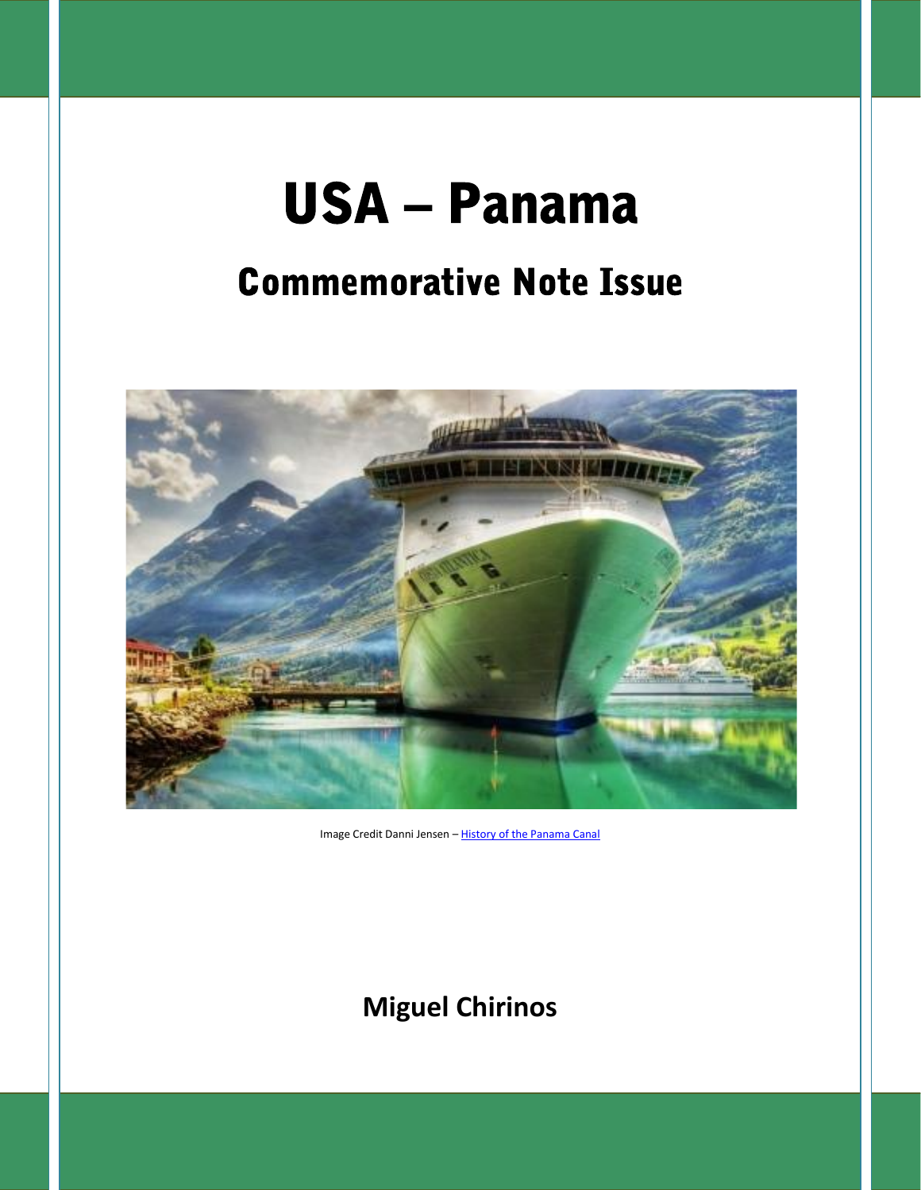# USA – Panama

## Commemorative Note Issue

Image Credit Danni Jensen – History of the Panama Canal

**Miguel Chirinos**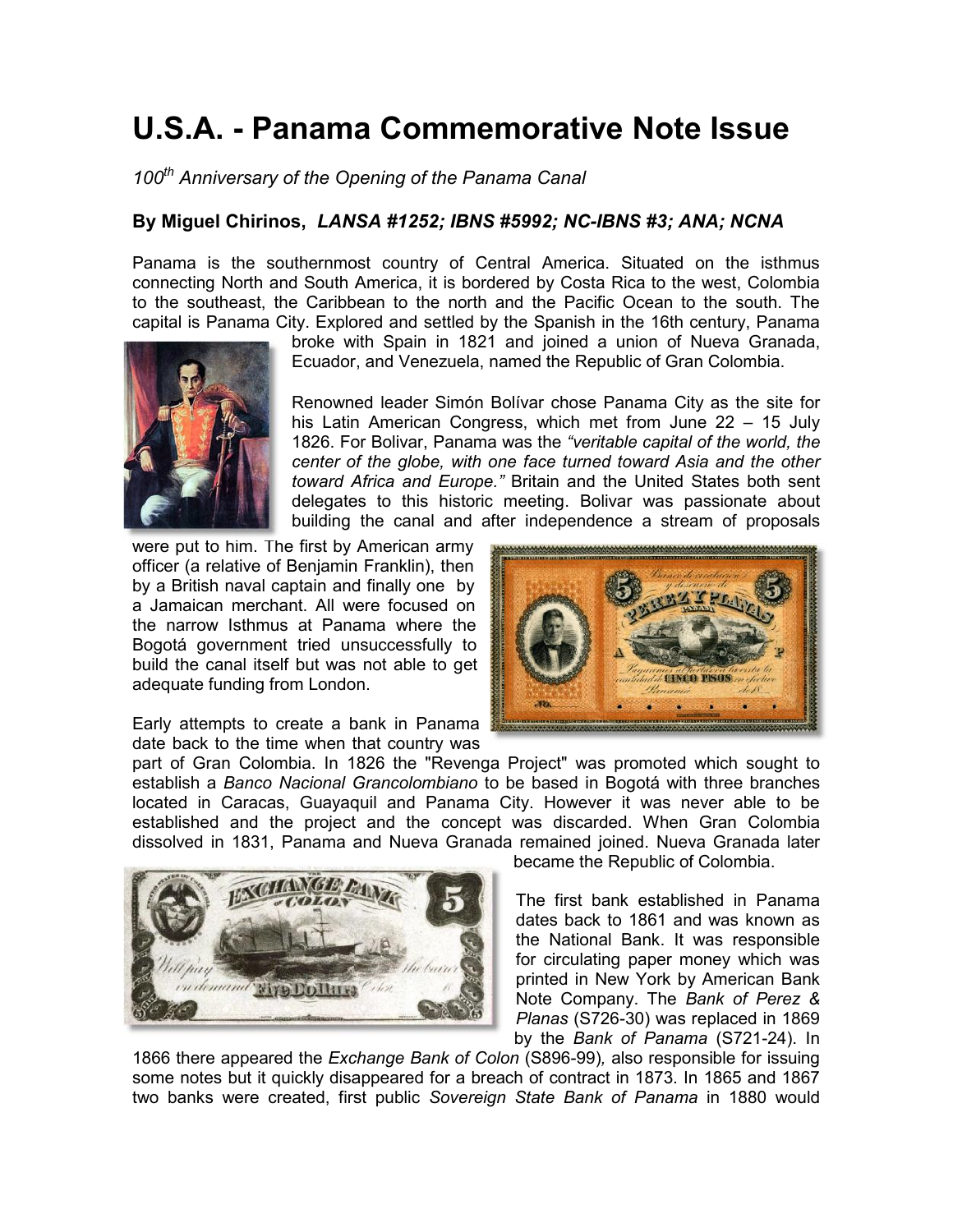# U.S.A. - Panama Commemorative Note Issue

*100th Anniversary of the Opening of the Panama Canal*

**By Miguel Chirinos,** ***LANSA #1252; IBNS #5992; NC-IBNS #3; ANA; NCNA***

Panama is the southernmost country of Central America. Situated on the isthmus connecting North and South America, it is bordered by Costa Rica to the west, Colombia to the southeast, the Caribbean to the north and the Pacific Ocean to the south. The capital is Panama City. Explored and settled by the Spanish in the 16th century, Panama broke with Spain in 1821 and joined a union of Nueva Granada, Ecuador, and Venezuela, named the Republic of Gran Colombia.

Renowned leader Simón Bolívar chose Panama City as the site for his Latin American Congress, which met from June 22 – 15 July 1826. For Bolivar, Panama was the *"veritable capital of the world, the center of the globe, with one face turned toward Asia and the other toward Africa and Europe."* Britain and the United States both sent delegates to this historic meeting. Bolivar was passionate about building the canal and after independence a stream of proposals were put to him. The first by American army officer (a relative of Benjamin Franklin), then by a British naval captain and finally one by a Jamaican merchant. All were focused on the narrow Isthmus at Panama where the Bogotá government tried unsuccessfully to build the canal itself but was not able to get adequate funding from London.

Early attempts to create a bank in Panama date back to the time when that country was part of Gran Colombia. In 1826 the "Revenga Project" was promoted which sought to establish a *Banco Nacional Grancolombiano* to be based in Bogotá with three branches located in Caracas, Guayaquil and Panama City. However it was never able to be established and the project and the concept was discarded. When Gran Colombia dissolved in 1831, Panama and Nueva Granada remained joined. Nueva Granada later became the Republic of Colombia.

The first bank established in Panama dates back to 1861 and was known as the National Bank. It was responsible for circulating paper money which was printed in New York by American Bank Note Company. The *Bank of Perez & Planas* (S726-30) was replaced in 1869 by the *Bank of Panama* (S721-24). In 1866 there appeared the *Exchange Bank of Colon* (S896-99), also responsible for issuing some notes but it quickly disappeared for a breach of contract in 1873. In 1865 and 1867 two banks were created, first public *Sovereign State Bank of Panama* in 1880 would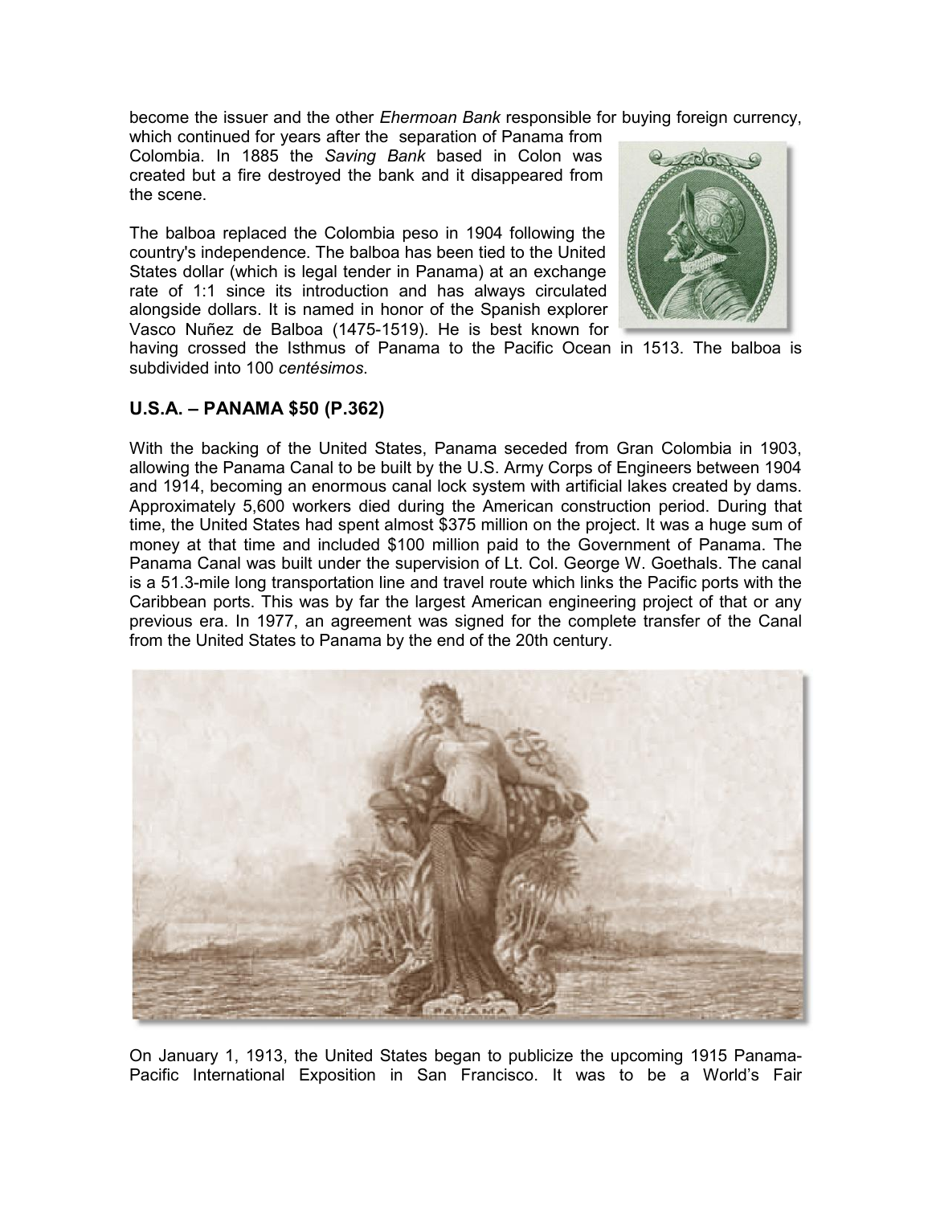become the issuer and the other *Ehermoan Bank* responsible for buying foreign currency, which continued for years after the separation of Panama from Colombia. In 1885 the *Saving Bank* based in Colon was created but a fire destroyed the bank and it disappeared from the scene.

The balboa replaced the Colombia peso in 1904 following the country's independence. The balboa has been tied to the United States dollar (which is legal tender in Panama) at an exchange rate of 1:1 since its introduction and has always circulated alongside dollars. It is named in honor of the Spanish explorer Vasco Nuñez de Balboa (1475-1519). He is best known for having crossed the Isthmus of Panama to the Pacific Ocean in 1513. The balboa is subdivided into 100 *centésimos*.

## U.S.A. – PANAMA $50 (P.362)

With the backing of the United States, Panama seceded from Gran Colombia in 1903, allowing the Panama Canal to be built by the U.S. Army Corps of Engineers between 1904 and 1914, becoming an enormous canal lock system with artificial lakes created by dams. Approximately 5,600 workers died during the American construction period. During that time, the United States had spent almost $375 million on the project. It was a huge sum of money at that time and included $100 million paid to the Government of Panama. The Panama Canal was built under the supervision of Lt. Col. George W. Goethals. The canal is a 51.3-mile long transportation line and travel route which links the Pacific ports with the Caribbean ports. This was by far the largest American engineering project of that or any previous era. In 1977, an agreement was signed for the complete transfer of the Canal from the United States to Panama by the end of the 20th century.

On January 1, 1913, the United States began to publicize the upcoming 1915 Panama-Pacific International Exposition in San Francisco. It was to be a World's Fair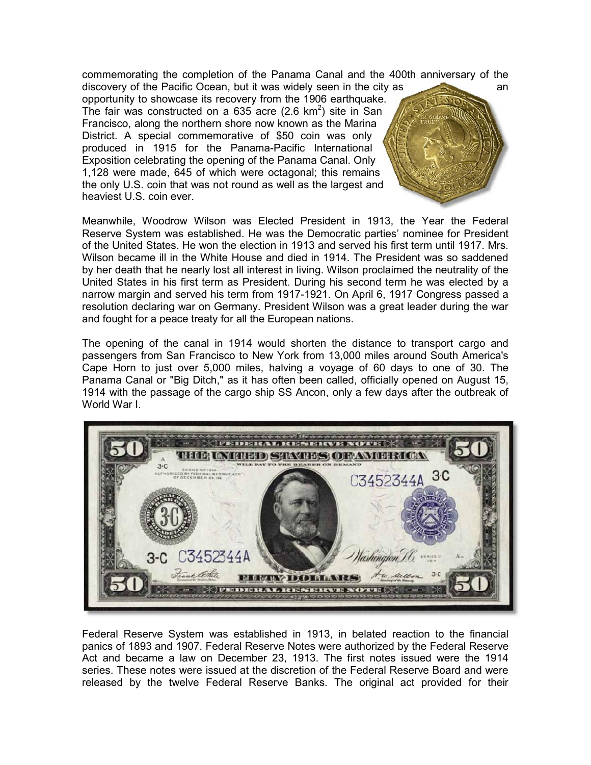commemorating the completion of the Panama Canal and the 400th anniversary of the discovery of the Pacific Ocean, but it was widely seen in the city as an opportunity to showcase its recovery from the 1906 earthquake. The fair was constructed on a 635 acre (2.6 km$^2$) site in San Francisco, along the northern shore now known as the Marina District. A special commemorative of $50 coin was only produced in 1915 for the Panama-Pacific International Exposition celebrating the opening of the Panama Canal. Only 1,128 were made, 645 of which were octagonal; this remains the only U.S. coin that was not round as well as the largest and heaviest U.S. coin ever.

Meanwhile, Woodrow Wilson was Elected President in 1913, the Year the Federal Reserve System was established. He was the Democratic parties' nominee for President of the United States. He won the election in 1913 and served his first term until 1917. Mrs. Wilson became ill in the White House and died in 1914. The President was so saddened by her death that he nearly lost all interest in living. Wilson proclaimed the neutrality of the United States in his first term as President. During his second term he was elected by a narrow margin and served his term from 1917-1921. On April 6, 1917 Congress passed a resolution declaring war on Germany. President Wilson was a great leader during the war and fought for a peace treaty for all the European nations.

The opening of the canal in 1914 would shorten the distance to transport cargo and passengers from San Francisco to New York from 13,000 miles around South America's Cape Horn to just over 5,000 miles, halving a voyage of 60 days to one of 30. The Panama Canal or "Big Ditch," as it has often been called, officially opened on August 15, 1914 with the passage of the cargo ship SS Ancon, only a few days after the outbreak of World War I.

Federal Reserve System was established in 1913, in belated reaction to the financial panics of 1893 and 1907. Federal Reserve Notes were authorized by the Federal Reserve Act and became a law on December 23, 1913. The first notes issued were the 1914 series. These notes were issued at the discretion of the Federal Reserve Board and were released by the twelve Federal Reserve Banks. The original act provided for their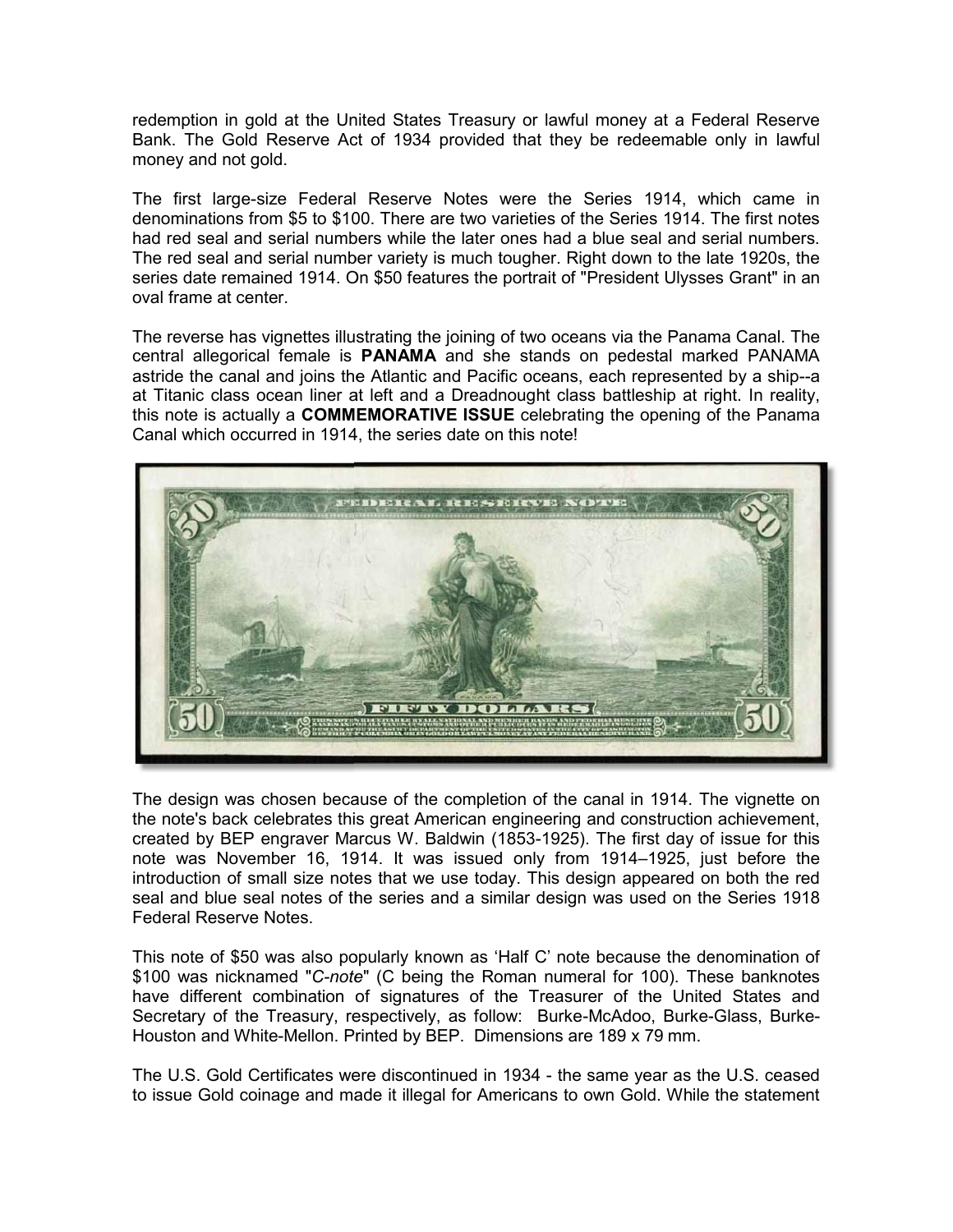redemption in gold at the United States Treasury or lawful money at a Federal Reserve Bank. The Gold Reserve Act of 1934 provided that they be redeemable only in lawful money and not gold.

The first large-size Federal Reserve Notes were the Series 1914, which came in denominations from $5 to $100. There are two varieties of the Series 1914. The first notes had red seal and serial numbers while the later ones had a blue seal and serial numbers. The red seal and serial number variety is much tougher. Right down to the late 1920s, the series date remained 1914. On $50 features the portrait of "President Ulysses Grant" in an oval frame at center.

The reverse has vignettes illustrating the joining of two oceans via the Panama Canal. The central allegorical female is **PANAMA** and she stands on pedestal marked PANAMA astride the canal and joins the Atlantic and Pacific oceans, each represented by a ship--a at Titanic class ocean liner at left and a Dreadnought class battleship at right. In reality, this note is actually a **COMMEMORATIVE ISSUE** celebrating the opening of the Panama Canal which occurred in 1914, the series date on this note!

The design was chosen because of the completion of the canal in 1914. The vignette on the note's back celebrates this great American engineering and construction achievement, created by BEP engraver Marcus W. Baldwin (1853-1925). The first day of issue for this note was November 16, 1914. It was issued only from 1914–1925, just before the introduction of small size notes that we use today. This design appeared on both the red seal and blue seal notes of the series and a similar design was used on the Series 1918 Federal Reserve Notes.

This note of $50 was also popularly known as 'Half C' note because the denomination of $100 was nicknamed "*C-note*" (C being the Roman numeral for 100). These banknotes have different combination of signatures of the Treasurer of the United States and Secretary of the Treasury, respectively, as follow: Burke-McAdoo, Burke-Glass, Burke-Houston and White-Mellon. Printed by BEP. Dimensions are 189 x 79 mm.

The U.S. Gold Certificates were discontinued in 1934 - the same year as the U.S. ceased to issue Gold coinage and made it illegal for Americans to own Gold. While the statement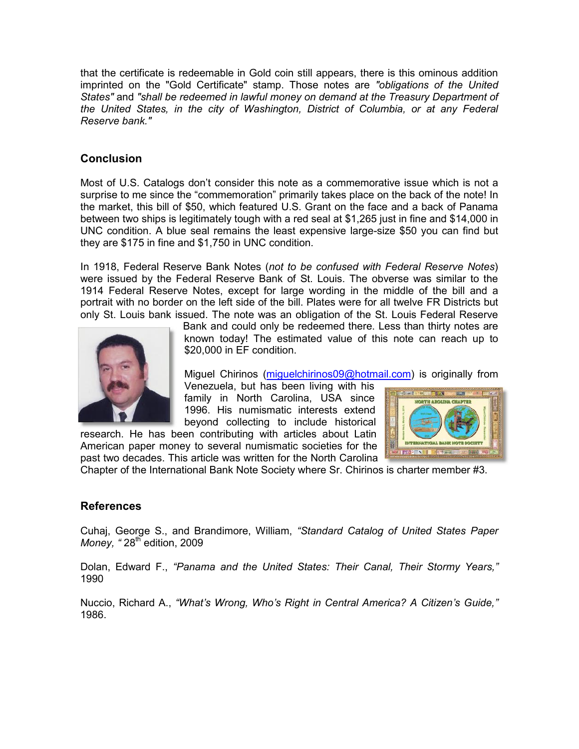that the certificate is redeemable in Gold coin still appears, there is this ominous addition imprinted on the "Gold Certificate" stamp. Those notes are *"obligations of the United States"* and *"shall be redeemed in lawful money on demand at the Treasury Department of the United States, in the city of Washington, District of Columbia, or at any Federal Reserve bank."*

## Conclusion

Most of U.S. Catalogs don't consider this note as a commemorative issue which is not a surprise to me since the "commemoration" primarily takes place on the back of the note! In the market, this bill of $50, which featured U.S. Grant on the face and a back of Panama between two ships is legitimately tough with a red seal at $1,265 just in fine and $14,000 in UNC condition. A blue seal remains the least expensive large-size $50 you can find but they are $175 in fine and $1,750 in UNC condition.

In 1918, Federal Reserve Bank Notes (*not to be confused with Federal Reserve Notes*) were issued by the Federal Reserve Bank of St. Louis. The obverse was similar to the 1914 Federal Reserve Notes, except for large wording in the middle of the bill and a portrait with no border on the left side of the bill. Plates were for all twelve FR Districts but only St. Louis bank issued. The note was an obligation of the St. Louis Federal Reserve Bank and could only be redeemed there. Less than thirty notes are known today! The estimated value of this note can reach up to $20,000 in EF condition.

Miguel Chirinos (miguelchirinos09@hotmail.com) is originally from Venezuela, but has been living with his family in North Carolina, USA since 1996. His numismatic interests extend beyond collecting to include historical research. He has been contributing with articles about Latin American paper money to several numismatic societies for the past two decades. This article was written for the North Carolina Chapter of the International Bank Note Society where Sr. Chirinos is charter member #3.

## References

Cuhaj, George S., and Brandimore, William, *"Standard Catalog of United States Paper Money, "* 28th edition, 2009

Dolan, Edward F., *"Panama and the United States: Their Canal, Their Stormy Years,"* 1990

Nuccio, Richard A., *"What's Wrong, Who's Right in Central America? A Citizen's Guide,"* 1986.